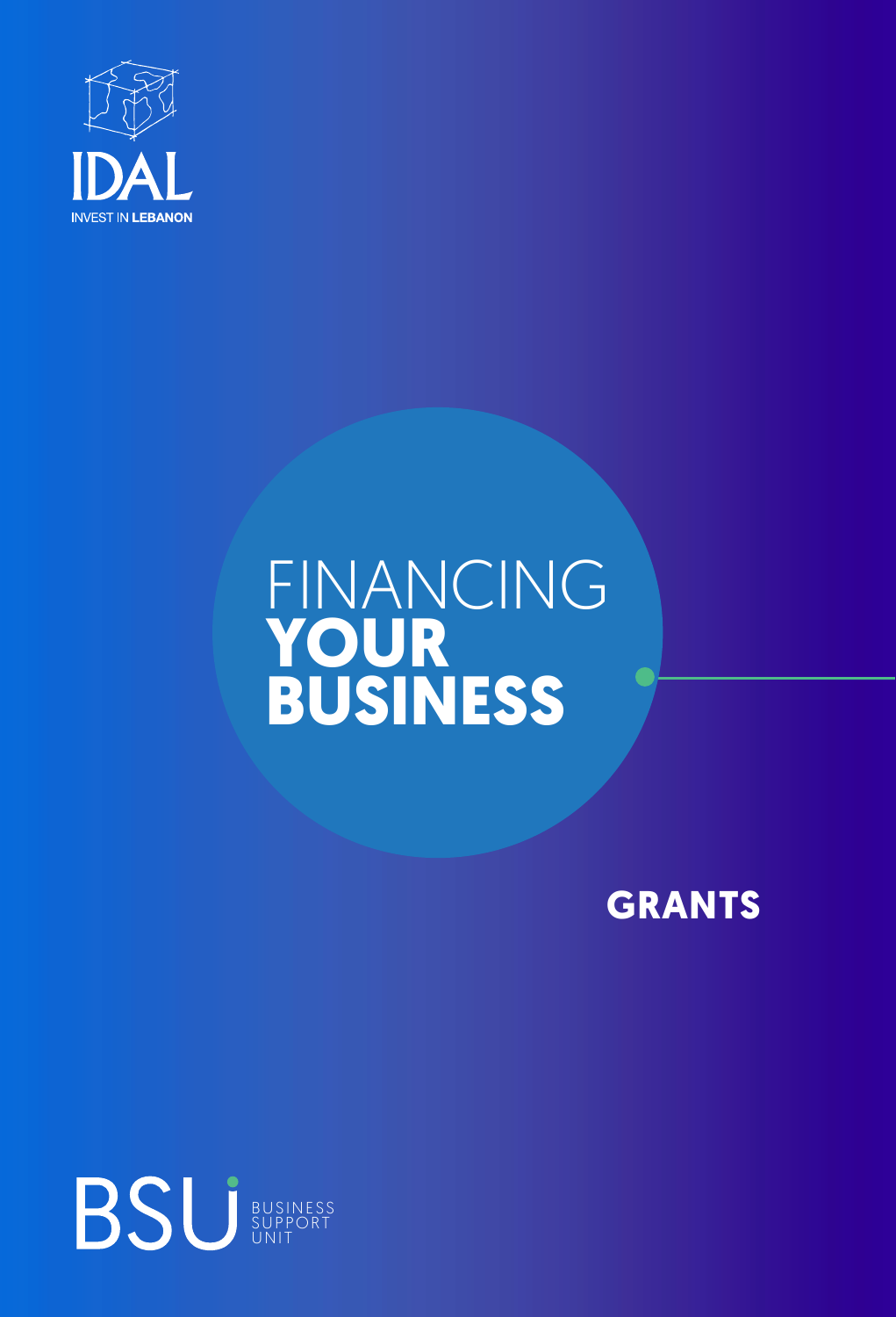IDAL

INVEST IN LEBANON

# FINANCING **YOUR BUSINESS**

## GRANTS

BSU BUSINESS SUPPORT UNIT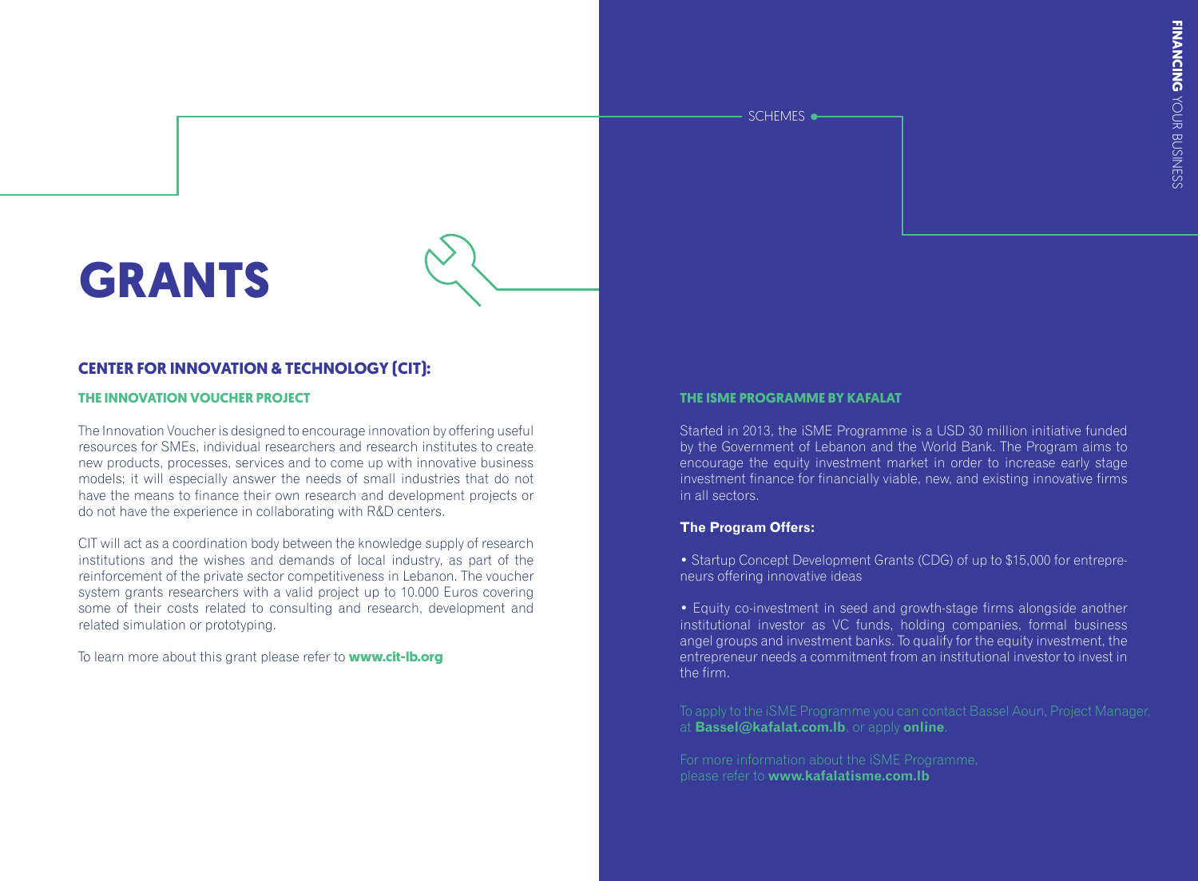SCHEMES

# GRANTS

## CENTER FOR INNOVATION & TECHNOLOGY (CIT):

### THE INNOVATION VOUCHER PROJECT

The Innovation Voucher is designed to encourage innovation by offering useful resources for SMEs, individual researchers and research institutes to create new products, processes, services and to come up with innovative business models; it will especially answer the needs of small industries that do not have the means to finance their own research and development projects or do not have the experience in collaborating with R&D centers.

CIT will act as a coordination body between the knowledge supply of research institutions and the wishes and demands of local industry, as part of the reinforcement of the private sector competitiveness in Lebanon. The voucher system grants researchers with a valid project up to 10.000 Euros covering some of their costs related to consulting and research, development and related simulation or prototyping.

To learn more about this grant please refer to **www.cit-lb.org**

### THE ISME PROGRAMME BY KAFALAT

Started in 2013, the iSME Programme is a USD 30 million initiative funded by the Government of Lebanon and the World Bank. The Program aims to encourage the equity investment market in order to increase early stage investment finance for financially viable, new, and existing innovative firms in all sectors.

**The Program Offers:**

- Startup Concept Development Grants (CDG) of up to $15,000 for entrepreneurs offering innovative ideas

- Equity co-investment in seed and growth-stage firms alongside another institutional investor as VC funds, holding companies, formal business angel groups and investment banks. To qualify for the equity investment, the entrepreneur needs a commitment from an institutional investor to invest in the firm.

To apply to the iSME Programme you can contact Bassel Aoun, Project Manager, at **Bassel@kafalat.com.lb**, or apply **online**.

For more information about the iSME Programme, please refer to **www.kafalatisme.com.lb**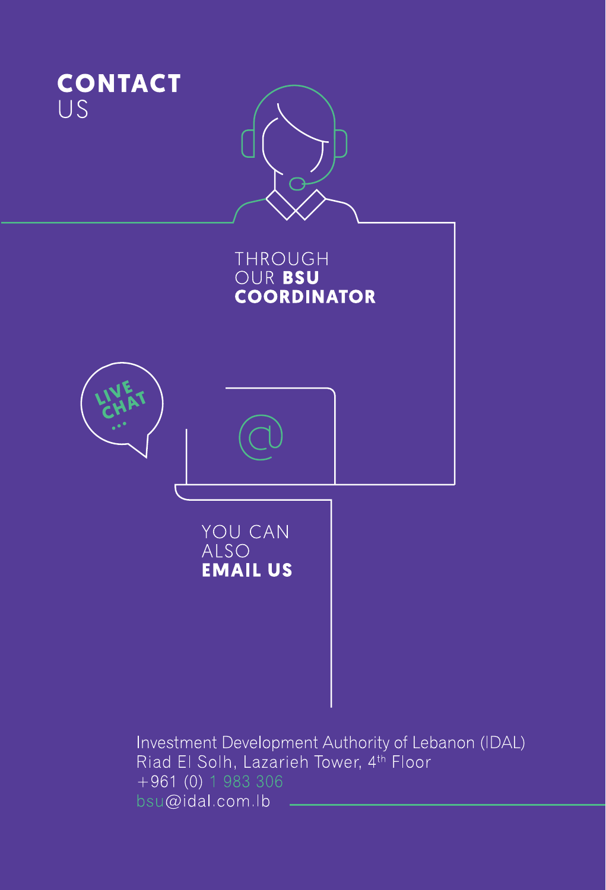# CONTACT US

THROUGH OUR **BSU COORDINATOR**

LIVE CHAT ...

YOU CAN ALSO **EMAIL US**

Investment Development Authority of Lebanon (IDAL)
Riad El Solh, Lazarieh Tower, 4th Floor
+961 (0) 1 983 306
bsu@idal.com.lb